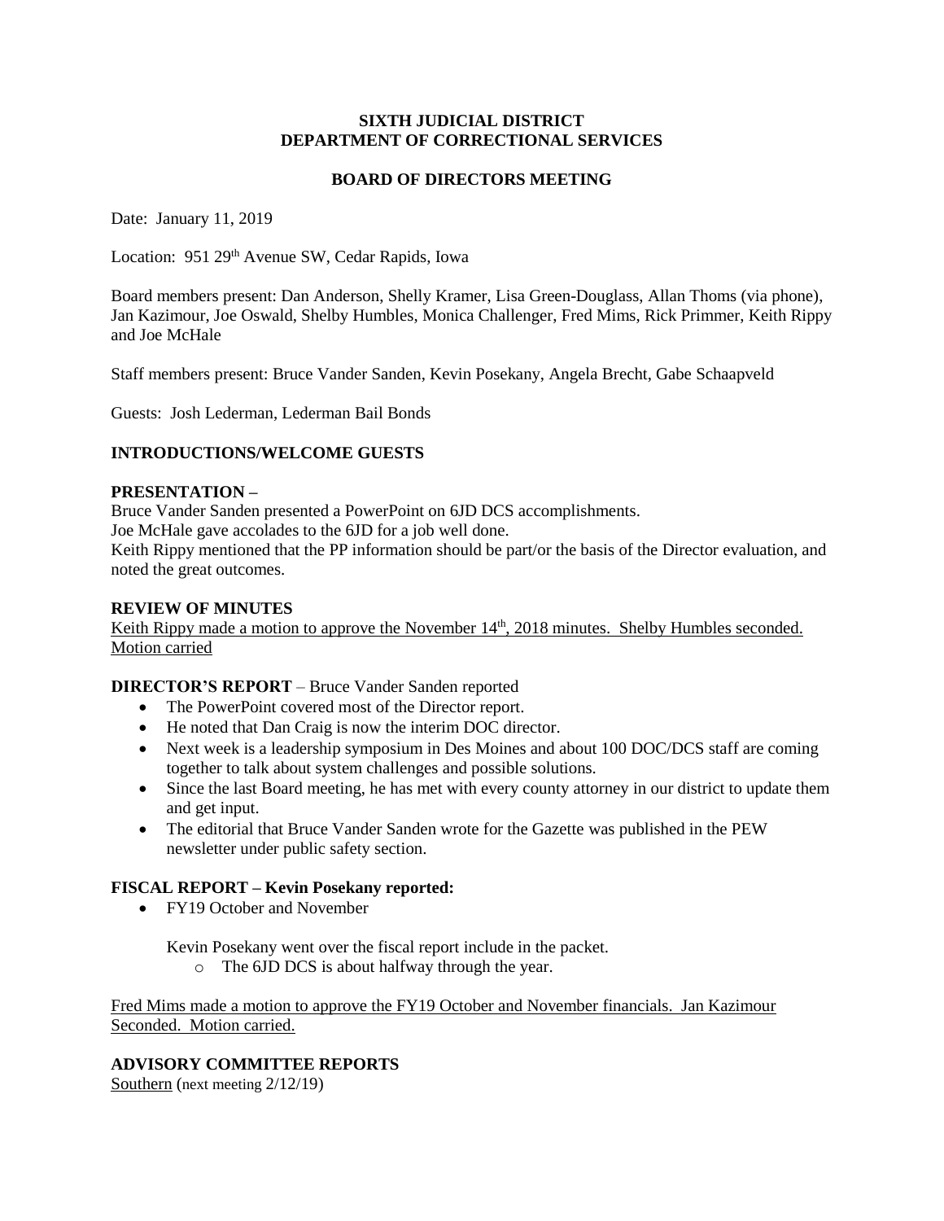**SIXTH JUDICIAL DISTRICT**
**DEPARTMENT OF CORRECTIONAL SERVICES**

**BOARD OF DIRECTORS MEETING**

Date: January 11, 2019

Location: 951 29th Avenue SW, Cedar Rapids, Iowa

Board members present: Dan Anderson, Shelly Kramer, Lisa Green-Douglass, Allan Thoms (via phone), Jan Kazimour, Joe Oswald, Shelby Humbles, Monica Challenger, Fred Mims, Rick Primmer, Keith Rippy and Joe McHale

Staff members present: Bruce Vander Sanden, Kevin Posekany, Angela Brecht, Gabe Schaapveld

Guests: Josh Lederman, Lederman Bail Bonds

**INTRODUCTIONS/WELCOME GUESTS**

**PRESENTATION –**

Bruce Vander Sanden presented a PowerPoint on 6JD DCS accomplishments.

Joe McHale gave accolades to the 6JD for a job well done.

Keith Rippy mentioned that the PP information should be part/or the basis of the Director evaluation, and noted the great outcomes.

**REVIEW OF MINUTES**

Keith Rippy made a motion to approve the November 14th, 2018 minutes. Shelby Humbles seconded. Motion carried

**DIRECTOR'S REPORT** – Bruce Vander Sanden reported

- The PowerPoint covered most of the Director report.
- He noted that Dan Craig is now the interim DOC director.
- Next week is a leadership symposium in Des Moines and about 100 DOC/DCS staff are coming together to talk about system challenges and possible solutions.
- Since the last Board meeting, he has met with every county attorney in our district to update them and get input.
- The editorial that Bruce Vander Sanden wrote for the Gazette was published in the PEW newsletter under public safety section.

**FISCAL REPORT – Kevin Posekany reported:**

- FY19 October and November

  Kevin Posekany went over the fiscal report include in the packet.
  - The 6JD DCS is about halfway through the year.

Fred Mims made a motion to approve the FY19 October and November financials. Jan Kazimour Seconded. Motion carried.

**ADVISORY COMMITTEE REPORTS**

Southern (next meeting 2/12/19)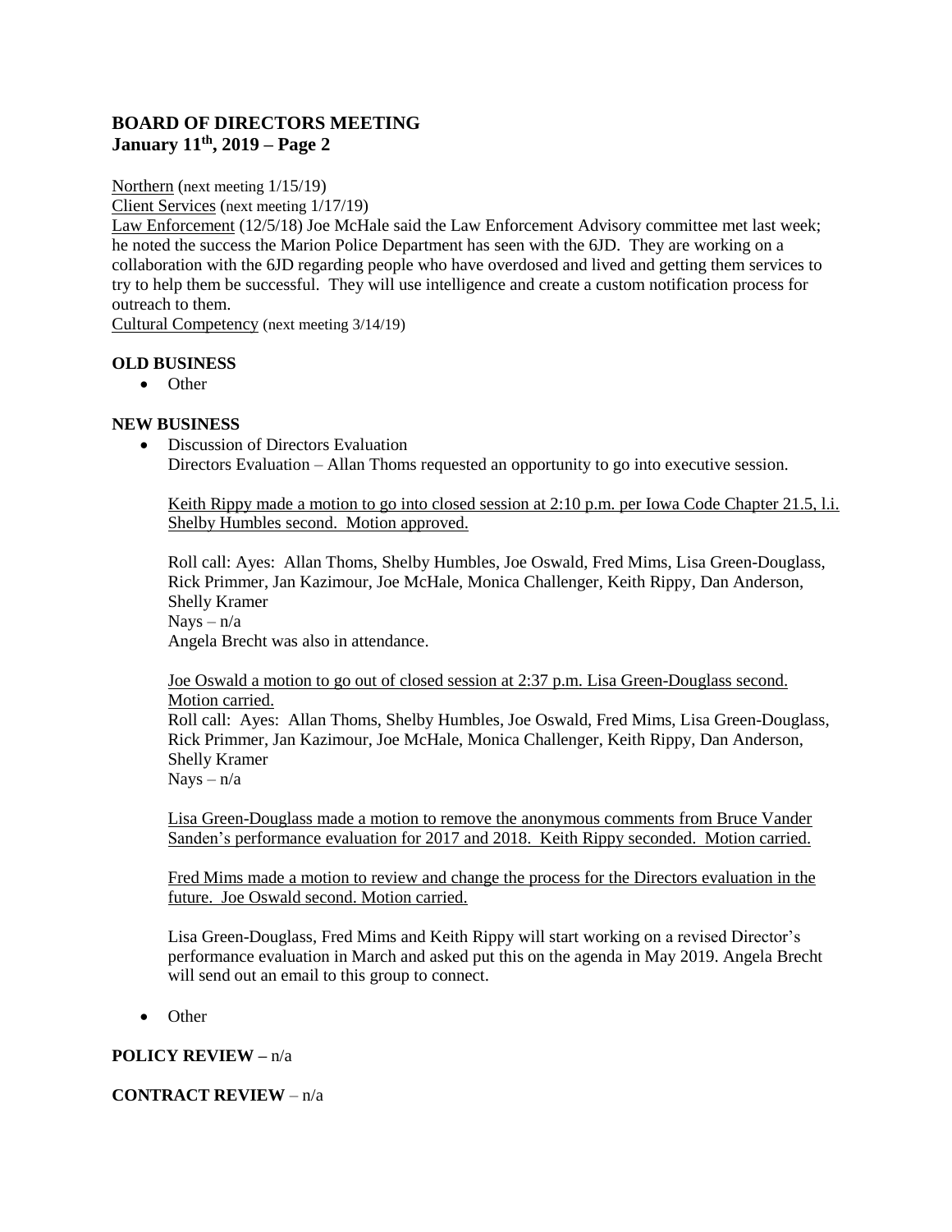## BOARD OF DIRECTORS MEETING
## January 11th, 2019 – Page 2

Northern (next meeting 1/15/19)

Client Services (next meeting 1/17/19)

Law Enforcement (12/5/18) Joe McHale said the Law Enforcement Advisory committee met last week; he noted the success the Marion Police Department has seen with the 6JD. They are working on a collaboration with the 6JD regarding people who have overdosed and lived and getting them services to try to help them be successful. They will use intelligence and create a custom notification process for outreach to them.

Cultural Competency (next meeting 3/14/19)

**OLD BUSINESS**

- Other

**NEW BUSINESS**

- Discussion of Directors Evaluation

  Directors Evaluation – Allan Thoms requested an opportunity to go into executive session.

  Keith Rippy made a motion to go into closed session at 2:10 p.m. per Iowa Code Chapter 21.5, l.i. Shelby Humbles second. Motion approved.

  Roll call: Ayes: Allan Thoms, Shelby Humbles, Joe Oswald, Fred Mims, Lisa Green-Douglass, Rick Primmer, Jan Kazimour, Joe McHale, Monica Challenger, Keith Rippy, Dan Anderson, Shelly Kramer
  Nays – n/a
  Angela Brecht was also in attendance.

  Joe Oswald a motion to go out of closed session at 2:37 p.m. Lisa Green-Douglass second. Motion carried.
  Roll call: Ayes: Allan Thoms, Shelby Humbles, Joe Oswald, Fred Mims, Lisa Green-Douglass, Rick Primmer, Jan Kazimour, Joe McHale, Monica Challenger, Keith Rippy, Dan Anderson, Shelly Kramer
  Nays – n/a

  Lisa Green-Douglass made a motion to remove the anonymous comments from Bruce Vander Sanden's performance evaluation for 2017 and 2018. Keith Rippy seconded. Motion carried.

  Fred Mims made a motion to review and change the process for the Directors evaluation in the future. Joe Oswald second. Motion carried.

  Lisa Green-Douglass, Fred Mims and Keith Rippy will start working on a revised Director's performance evaluation in March and asked put this on the agenda in May 2019. Angela Brecht will send out an email to this group to connect.

- Other

**POLICY REVIEW –** n/a

**CONTRACT REVIEW** – n/a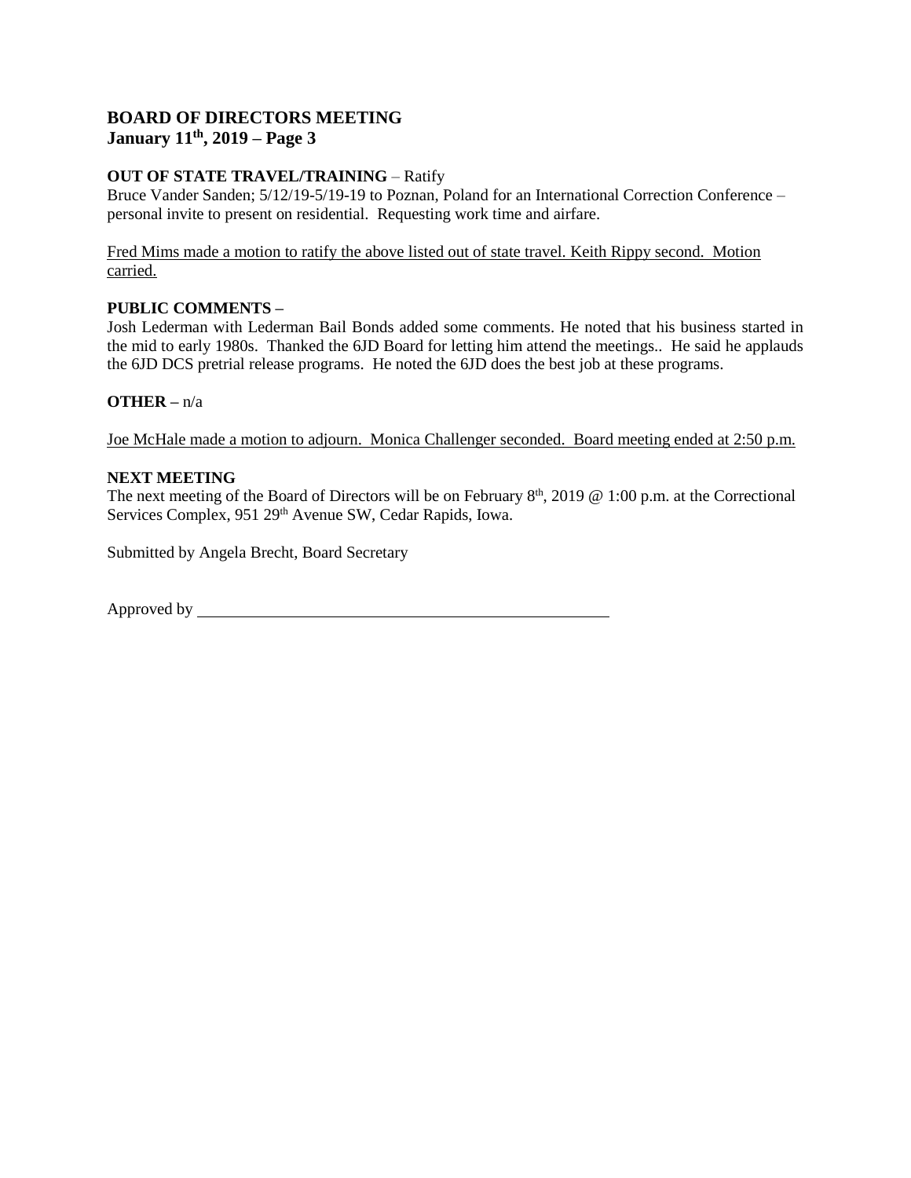**BOARD OF DIRECTORS MEETING**
**January 11th, 2019 – Page 3**

**OUT OF STATE TRAVEL/TRAINING** – Ratify
Bruce Vander Sanden; 5/12/19-5/19-19 to Poznan, Poland for an International Correction Conference – personal invite to present on residential. Requesting work time and airfare.

Fred Mims made a motion to ratify the above listed out of state travel. Keith Rippy second. Motion carried.

**PUBLIC COMMENTS –**
Josh Lederman with Lederman Bail Bonds added some comments. He noted that his business started in the mid to early 1980s. Thanked the 6JD Board for letting him attend the meetings.. He said he applauds the 6JD DCS pretrial release programs. He noted the 6JD does the best job at these programs.

**OTHER –** n/a

Joe McHale made a motion to adjourn. Monica Challenger seconded. Board meeting ended at 2:50 p.m.

**NEXT MEETING**
The next meeting of the Board of Directors will be on February 8th, 2019 @ 1:00 p.m. at the Correctional Services Complex, 951 29th Avenue SW, Cedar Rapids, Iowa.

Submitted by Angela Brecht, Board Secretary

Approved by ___________________________________________________